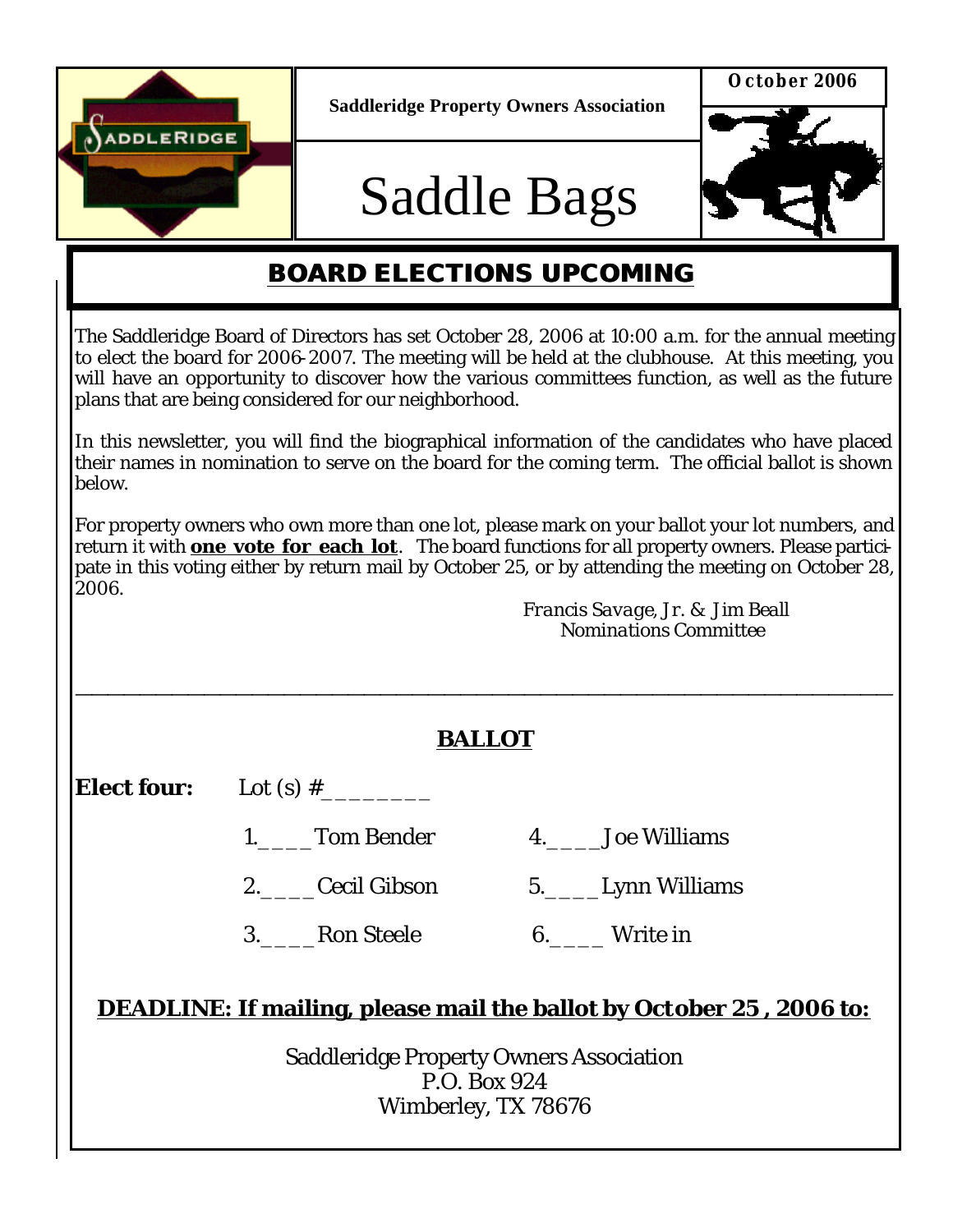Saddleridge Property Owners Association

October 2006

# Saddle Bags

## BOARD ELECTIONS UPCOMING

The Saddleridge Board of Directors has set October 28, 2006 at 10:00 a.m. for the annual meeting to elect the board for 2006-2007. The meeting will be held at the clubhouse. At this meeting, you will have an opportunity to discover how the various committees function, as well as the future plans that are being considered for our neighborhood.

In this newsletter, you will find the biographical information of the candidates who have placed their names in nomination to serve on the board for the coming term. The official ballot is shown below.

For property owners who own more than one lot, please mark on your ballot your lot numbers, and return it with **one vote for each lot**. The board functions for all property owners. Please participate in this voting either by return mail by October 25, or by attending the meeting on October 28, 2006.

*Francis Savage, Jr. & Jim Beall*
*Nominations Committee*

---

## BALLOT

**Elect four:** Lot (s) #________

1.____Tom Bender

2.____Cecil Gibson

3.____Ron Steele

4.____Joe Williams

5.____Lynn Williams

6.____ Write in

**DEADLINE: If mailing, please mail the ballot by October 25 , 2006 to:**

Saddleridge Property Owners Association
P.O. Box 924
Wimberley, TX 78676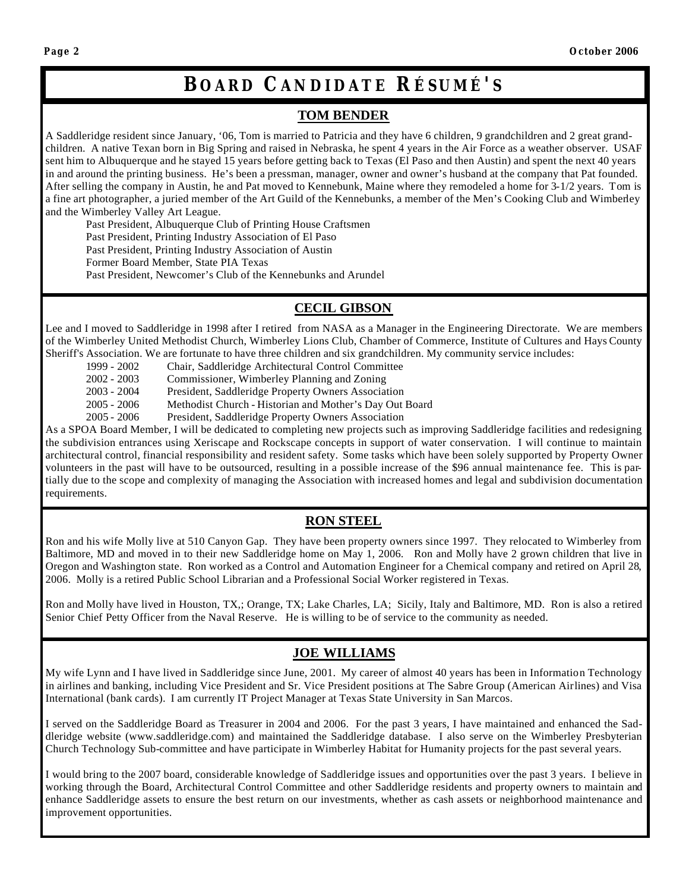# BOARD CANDIDATE RÉSUMÉ'S

## TOM BENDER

A Saddleridge resident since January, '06, Tom is married to Patricia and they have 6 children, 9 grandchildren and 2 great grandchildren. A native Texan born in Big Spring and raised in Nebraska, he spent 4 years in the Air Force as a weather observer. USAF sent him to Albuquerque and he stayed 15 years before getting back to Texas (El Paso and then Austin) and spent the next 40 years in and around the printing business. He's been a pressman, manager, owner and owner's husband at the company that Pat founded. After selling the company in Austin, he and Pat moved to Kennebunk, Maine where they remodeled a home for 3-1/2 years. Tom is a fine art photographer, a juried member of the Art Guild of the Kennebunks, a member of the Men's Cooking Club and Wimberley and the Wimberley Valley Art League.

Past President, Albuquerque Club of Printing House Craftsmen
Past President, Printing Industry Association of El Paso
Past President, Printing Industry Association of Austin
Former Board Member, State PIA Texas
Past President, Newcomer's Club of the Kennebunks and Arundel

## CECIL GIBSON

Lee and I moved to Saddleridge in 1998 after I retired from NASA as a Manager in the Engineering Directorate. We are members of the Wimberley United Methodist Church, Wimberley Lions Club, Chamber of Commerce, Institute of Cultures and Hays County Sheriff's Association. We are fortunate to have three children and six grandchildren. My community service includes:

| | |
|---|---|
| 1999 - 2002 | Chair, Saddleridge Architectural Control Committee |
| 2002 - 2003 | Commissioner, Wimberley Planning and Zoning |
| 2003 - 2004 | President, Saddleridge Property Owners Association |
| 2005 - 2006 | Methodist Church - Historian and Mother's Day Out Board |
| 2005 - 2006 | President, Saddleridge Property Owners Association |

As a SPOA Board Member, I will be dedicated to completing new projects such as improving Saddleridge facilities and redesigning the subdivision entrances using Xeriscape and Rockscape concepts in support of water conservation. I will continue to maintain architectural control, financial responsibility and resident safety. Some tasks which have been solely supported by Property Owner volunteers in the past will have to be outsourced, resulting in a possible increase of the $96 annual maintenance fee. This is partially due to the scope and complexity of managing the Association with increased homes and legal and subdivision documentation requirements.

## RON STEEL

Ron and his wife Molly live at 510 Canyon Gap. They have been property owners since 1997. They relocated to Wimberley from Baltimore, MD and moved in to their new Saddleridge home on May 1, 2006. Ron and Molly have 2 grown children that live in Oregon and Washington state. Ron worked as a Control and Automation Engineer for a Chemical company and retired on April 28, 2006. Molly is a retired Public School Librarian and a Professional Social Worker registered in Texas.

Ron and Molly have lived in Houston, TX,; Orange, TX; Lake Charles, LA; Sicily, Italy and Baltimore, MD. Ron is also a retired Senior Chief Petty Officer from the Naval Reserve. He is willing to be of service to the community as needed.

## JOE WILLIAMS

My wife Lynn and I have lived in Saddleridge since June, 2001. My career of almost 40 years has been in Information Technology in airlines and banking, including Vice President and Sr. Vice President positions at The Sabre Group (American Airlines) and Visa International (bank cards). I am currently IT Project Manager at Texas State University in San Marcos.

I served on the Saddleridge Board as Treasurer in 2004 and 2006. For the past 3 years, I have maintained and enhanced the Saddleridge website (www.saddleridge.com) and maintained the Saddleridge database. I also serve on the Wimberley Presbyterian Church Technology Sub-committee and have participate in Wimberley Habitat for Humanity projects for the past several years.

I would bring to the 2007 board, considerable knowledge of Saddleridge issues and opportunities over the past 3 years. I believe in working through the Board, Architectural Control Committee and other Saddleridge residents and property owners to maintain and enhance Saddleridge assets to ensure the best return on our investments, whether as cash assets or neighborhood maintenance and improvement opportunities.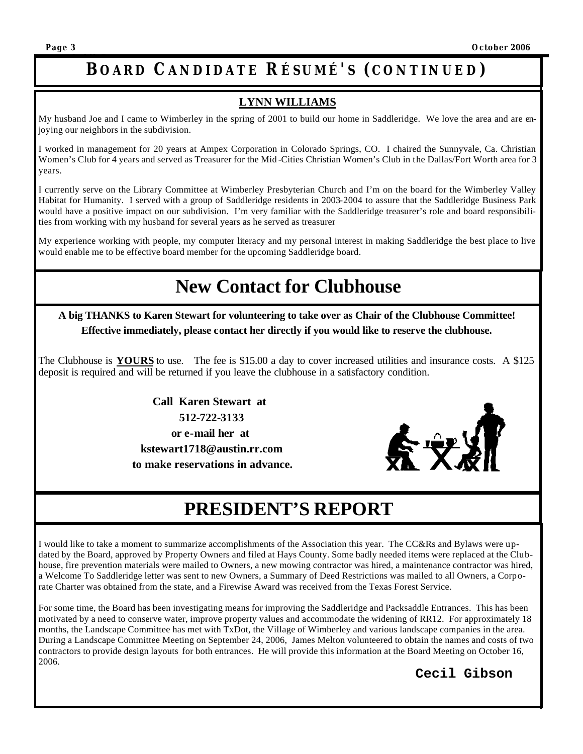# BOARD CANDIDATE RÉSUMÉ'S (CONTINUED)

## LYNN WILLIAMS

My husband Joe and I came to Wimberley in the spring of 2001 to build our home in Saddleridge. We love the area and are enjoying our neighbors in the subdivision.

I worked in management for 20 years at Ampex Corporation in Colorado Springs, CO. I chaired the Sunnyvale, Ca. Christian Women's Club for 4 years and served as Treasurer for the Mid-Cities Christian Women's Club in the Dallas/Fort Worth area for 3 years.

I currently serve on the Library Committee at Wimberley Presbyterian Church and I'm on the board for the Wimberley Valley Habitat for Humanity. I served with a group of Saddleridge residents in 2003-2004 to assure that the Saddleridge Business Park would have a positive impact on our subdivision. I'm very familiar with the Saddleridge treasurer's role and board responsibilities from working with my husband for several years as he served as treasurer

My experience working with people, my computer literacy and my personal interest in making Saddleridge the best place to live would enable me to be effective board member for the upcoming Saddleridge board.

# New Contact for Clubhouse

**A big THANKS to Karen Stewart for volunteering to take over as Chair of the Clubhouse Committee!**
**Effective immediately, please contact her directly if you would like to reserve the clubhouse.**

The Clubhouse is **YOURS** to use. The fee is $15.00 a day to cover increased utilities and insurance costs. A $125 deposit is required and will be returned if you leave the clubhouse in a satisfactory condition.

**Call Karen Stewart at**
**512-722-3133**
**or e-mail her at**
**kstewart1718@austin.rr.com**
**to make reservations in advance.**

# PRESIDENT'S REPORT

I would like to take a moment to summarize accomplishments of the Association this year. The CC&Rs and Bylaws were updated by the Board, approved by Property Owners and filed at Hays County. Some badly needed items were replaced at the Clubhouse, fire prevention materials were mailed to Owners, a new mowing contractor was hired, a maintenance contractor was hired, a Welcome To Saddleridge letter was sent to new Owners, a Summary of Deed Restrictions was mailed to all Owners, a Corporate Charter was obtained from the state, and a Firewise Award was received from the Texas Forest Service.

For some time, the Board has been investigating means for improving the Saddleridge and Packsaddle Entrances. This has been motivated by a need to conserve water, improve property values and accommodate the widening of RR12. For approximately 18 months, the Landscape Committee has met with TxDot, the Village of Wimberley and various landscape companies in the area. During a Landscape Committee Meeting on September 24, 2006, James Melton volunteered to obtain the names and costs of two contractors to provide design layouts for both entrances. He will provide this information at the Board Meeting on October 16, 2006.

**Cecil Gibson**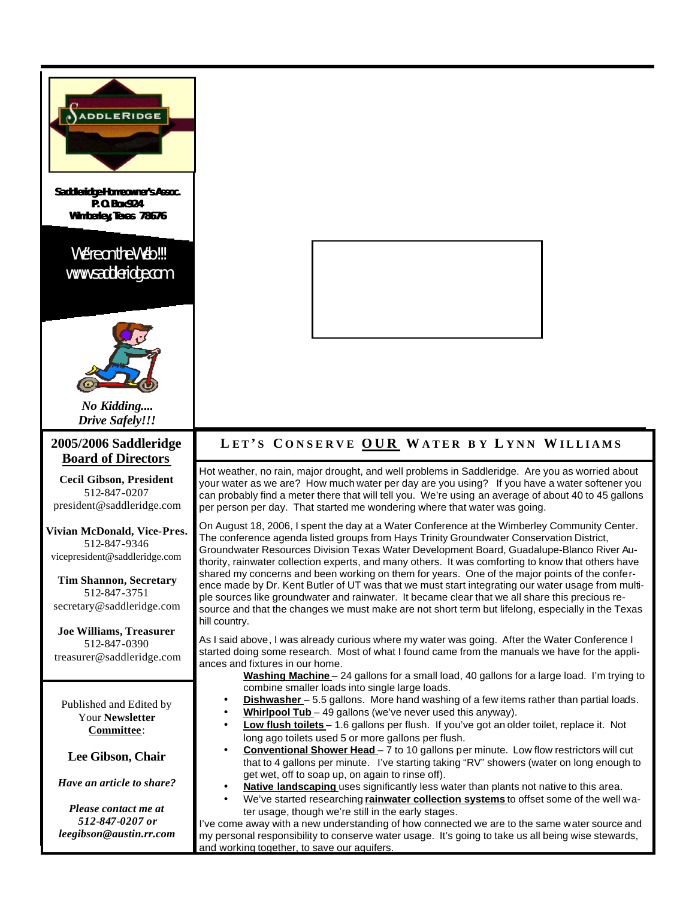Saddleridge Homeowner's Assoc.
P.O. Box 924
Wimberley, Texas 78676

We're on the Web!!!
www.saddleridge.com

*No Kidding....*
*Drive Safely!!!*

## 2005/2006 Saddleridge Board of Directors

**Cecil Gibson, President**
512-847-0207
president@saddleridge.com

**Vivian McDonald, Vice-Pres.**
512-847-9346
vicepresident@saddleridge.com

**Tim Shannon, Secretary**
512-847-3751
secretary@saddleridge.com

**Joe Williams, Treasurer**
512-847-0390
treasurer@saddleridge.com

Published and Edited by Your **Newsletter Committee**:

**Lee Gibson, Chair**

***Have an article to share?***

***Please contact me at 512-847-0207 or leegibson@austin.rr.com***

## LET'S CONSERVE OUR WATER BY LYNN WILLIAMS

Hot weather, no rain, major drought, and well problems in Saddleridge. Are you as worried about your water as we are? How much water per day are you using? If you have a water softener you can probably find a meter there that will tell you. We're using an average of about 40 to 45 gallons per person per day. That started me wondering where that water was going.

On August 18, 2006, I spent the day at a Water Conference at the Wimberley Community Center. The conference agenda listed groups from Hays Trinity Groundwater Conservation District, Groundwater Resources Division Texas Water Development Board, Guadalupe-Blanco River Authority, rainwater collection experts, and many others. It was comforting to know that others have shared my concerns and been working on them for years. One of the major points of the conference made by Dr. Kent Butler of UT was that we must start integrating our water usage from multiple sources like groundwater and rainwater. It became clear that we all share this precious resource and that the changes we must make are not short term but lifelong, especially in the Texas hill country.

As I said above, I was already curious where my water was going. After the Water Conference I started doing some research. Most of what I found came from the manuals we have for the appliances and fixtures in our home.

- **Washing Machine** – 24 gallons for a small load, 40 gallons for a large load. I'm trying to combine smaller loads into single large loads.
- **Dishwasher** – 5.5 gallons. More hand washing of a few items rather than partial loads.
- **Whirlpool Tub** – 49 gallons (we've never used this anyway).
- **Low flush toilets** – 1.6 gallons per flush. If you've got an older toilet, replace it. Not long ago toilets used 5 or more gallons per flush.
- **Conventional Shower Head** – 7 to 10 gallons per minute. Low flow restrictors will cut that to 4 gallons per minute. I've starting taking "RV" showers (water on long enough to get wet, off to soap up, on again to rinse off).
- **Native landscaping** uses significantly less water than plants not native to this area.
- We've started researching **rainwater collection systems** to offset some of the well water usage, though we're still in the early stages.

I've come away with a new understanding of how connected we are to the same water source and my personal responsibility to conserve water usage. It's going to take us all being wise stewards, and working together, to save our aquifers.